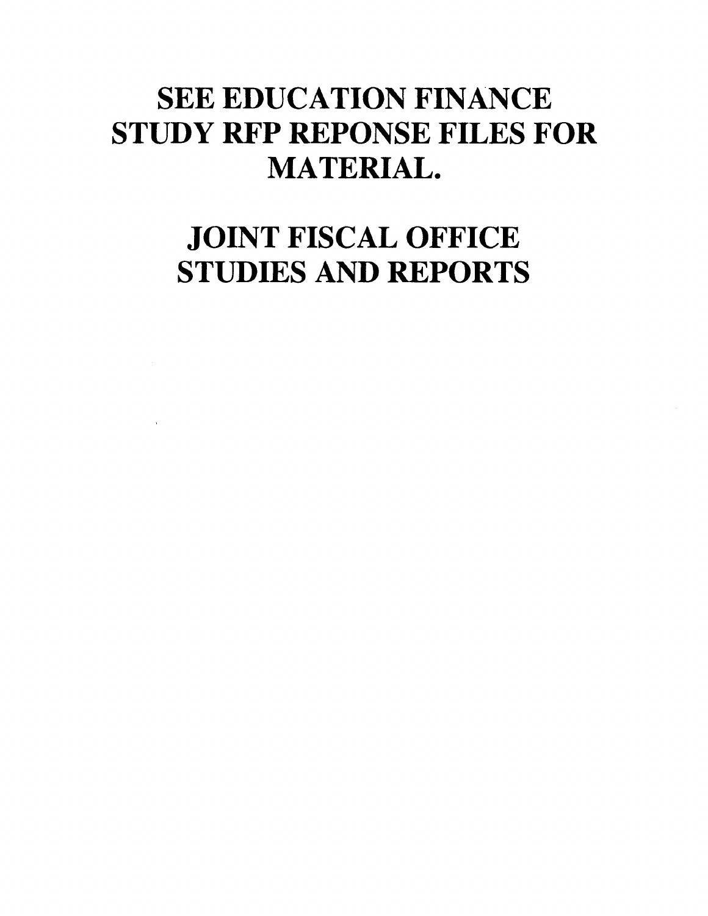# SEE EDUCATION FINANCE STUDY RFP REPONSE FILES FOR MATERIAL.

# JOINT FISCAL OFFICE STUDIES AND REPORTS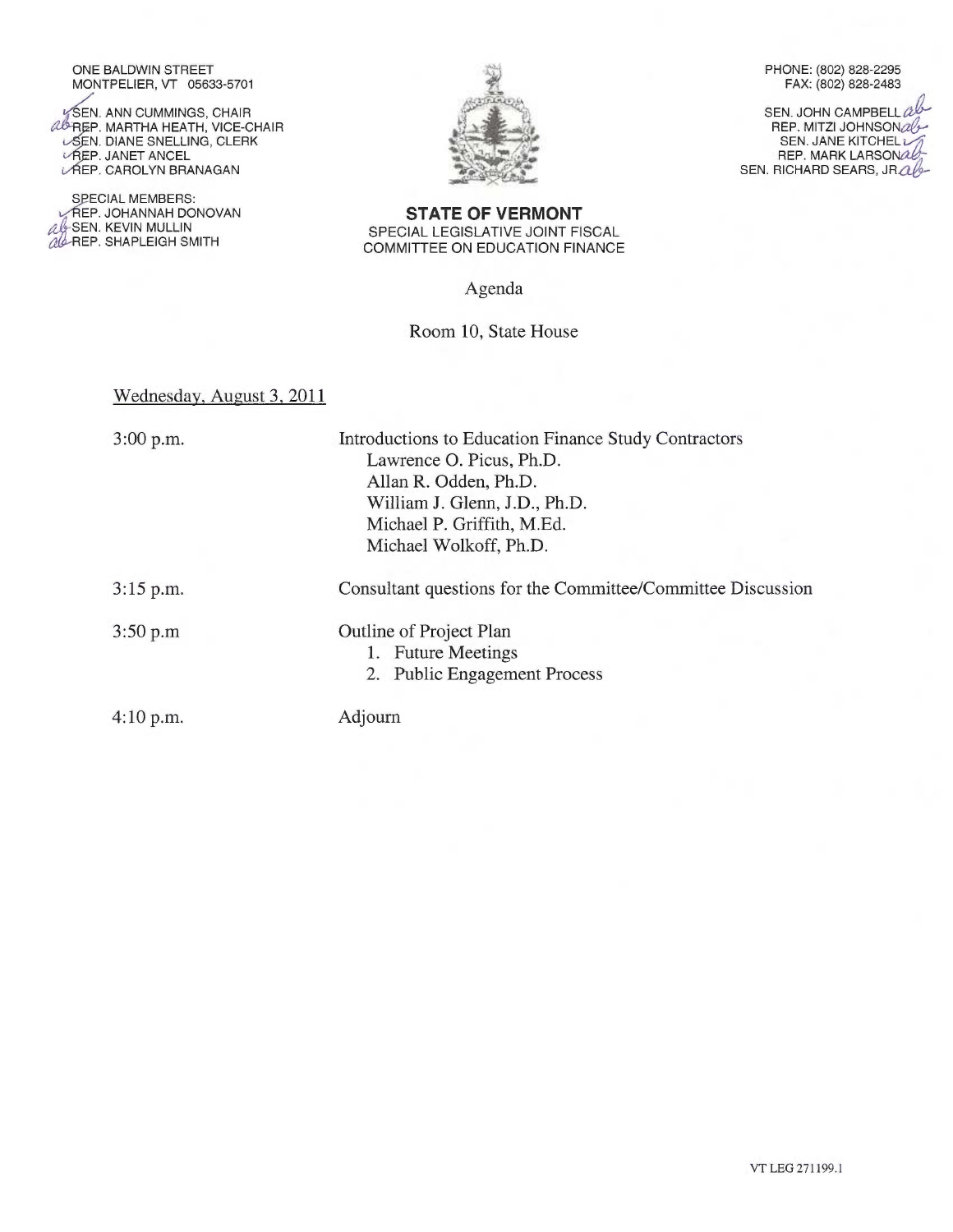ONE BALDWIN STREET
MONTPELIER, VT 05633-5701

SEN. ANN CUMMINGS, CHAIR
REP. MARTHA HEATH, VICE-CHAIR
SEN. DIANE SNELLING, CLERK
REP. JANET ANCEL
REP. CAROLYN BRANAGAN

SPECIAL MEMBERS:
REP. JOHANNAH DONOVAN
SEN. KEVIN MULLIN
REP. SHAPLEIGH SMITH

PHONE: (802) 828-2295
FAX: (802) 828-2483

SEN. JOHN CAMPBELL
REP. MITZI JOHNSON
SEN. JANE KITCHEL
REP. MARK LARSON
SEN. RICHARD SEARS, JR

**STATE OF VERMONT**
SPECIAL LEGISLATIVE JOINT FISCAL
COMMITTEE ON EDUCATION FINANCE

Agenda

Room 10, State House

Wednesday, August 3, 2011

| | |
|---|---|
| 3:00 p.m. | Introductions to Education Finance Study Contractors<br>Lawrence O. Picus, Ph.D.<br>Allan R. Odden, Ph.D.<br>William J. Glenn, J.D., Ph.D.<br>Michael P. Griffith, M.Ed.<br>Michael Wolkoff, Ph.D. |
| 3:15 p.m. | Consultant questions for the Committee/Committee Discussion |
| 3:50 p.m | Outline of Project Plan<br>1. Future Meetings<br>2. Public Engagement Process |
| 4:10 p.m. | Adjourn |

VT LEG 271199.1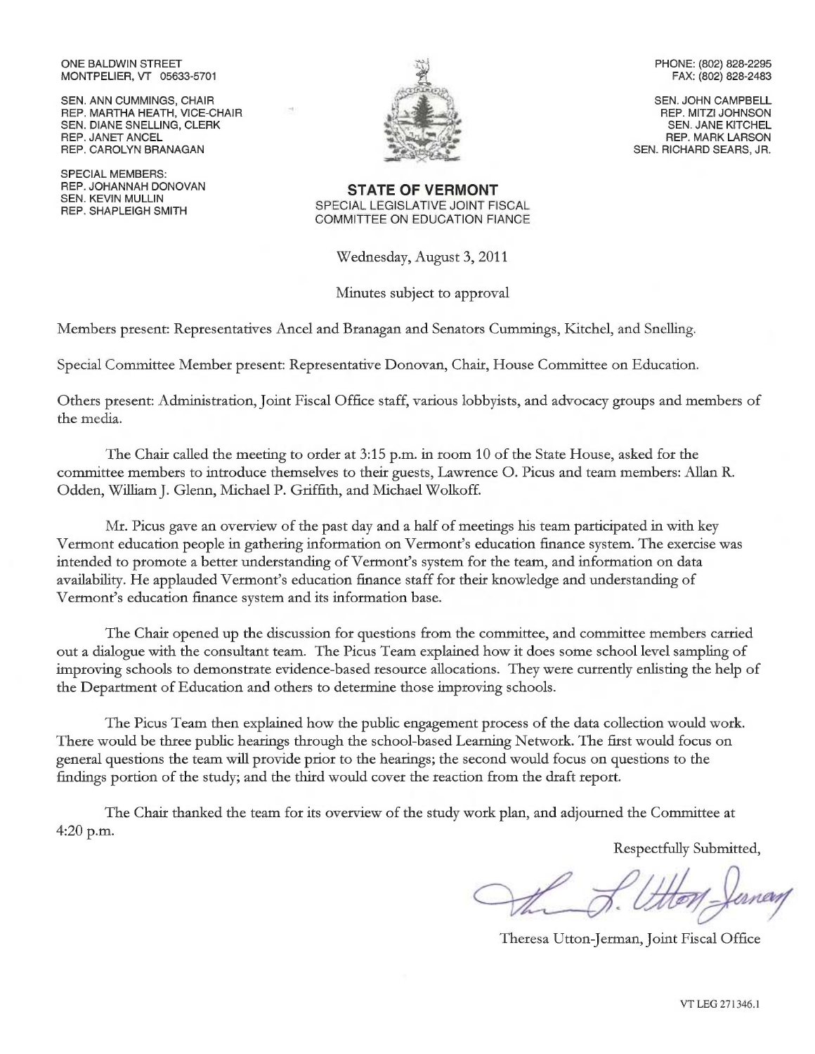ONE BALDWIN STREET
MONTPELIER, VT 05633-5701

SEN. ANN CUMMINGS, CHAIR
REP. MARTHA HEATH, VICE-CHAIR
SEN. DIANE SNELLING, CLERK
REP. JANET ANCEL
REP. CAROLYN BRANAGAN

SPECIAL MEMBERS:
REP. JOHANNAH DONOVAN
SEN. KEVIN MULLIN
REP. SHAPLEIGH SMITH

PHONE: (802) 828-2295
FAX: (802) 828-2483

SEN. JOHN CAMPBELL
REP. MITZI JOHNSON
SEN. JANE KITCHEL
REP. MARK LARSON
SEN. RICHARD SEARS, JR.

**STATE OF VERMONT**
SPECIAL LEGISLATIVE JOINT FISCAL
COMMITTEE ON EDUCATION FIANCE

Wednesday, August 3, 2011

Minutes subject to approval

Members present: Representatives Ancel and Branagan and Senators Cummings, Kitchel, and Snelling.

Special Committee Member present: Representative Donovan, Chair, House Committee on Education.

Others present: Administration, Joint Fiscal Office staff, various lobbyists, and advocacy groups and members of the media.

The Chair called the meeting to order at 3:15 p.m. in room 10 of the State House, asked for the committee members to introduce themselves to their guests, Lawrence O. Picus and team members: Allan R. Odden, William J. Glenn, Michael P. Griffith, and Michael Wolkoff.

Mr. Picus gave an overview of the past day and a half of meetings his team participated in with key Vermont education people in gathering information on Vermont's education finance system. The exercise was intended to promote a better understanding of Vermont's system for the team, and information on data availability. He applauded Vermont's education finance staff for their knowledge and understanding of Vermont's education finance system and its information base.

The Chair opened up the discussion for questions from the committee, and committee members carried out a dialogue with the consultant team. The Picus Team explained how it does some school level sampling of improving schools to demonstrate evidence-based resource allocations. They were currently enlisting the help of the Department of Education and others to determine those improving schools.

The Picus Team then explained how the public engagement process of the data collection would work. There would be three public hearings through the school-based Learning Network. The first would focus on general questions the team will provide prior to the hearings; the second would focus on questions to the findings portion of the study; and the third would cover the reaction from the draft report.

The Chair thanked the team for its overview of the study work plan, and adjourned the Committee at 4:20 p.m.

Respectfully Submitted,

Theresa Utton-Jerman, Joint Fiscal Office

VT LEG 271346.1